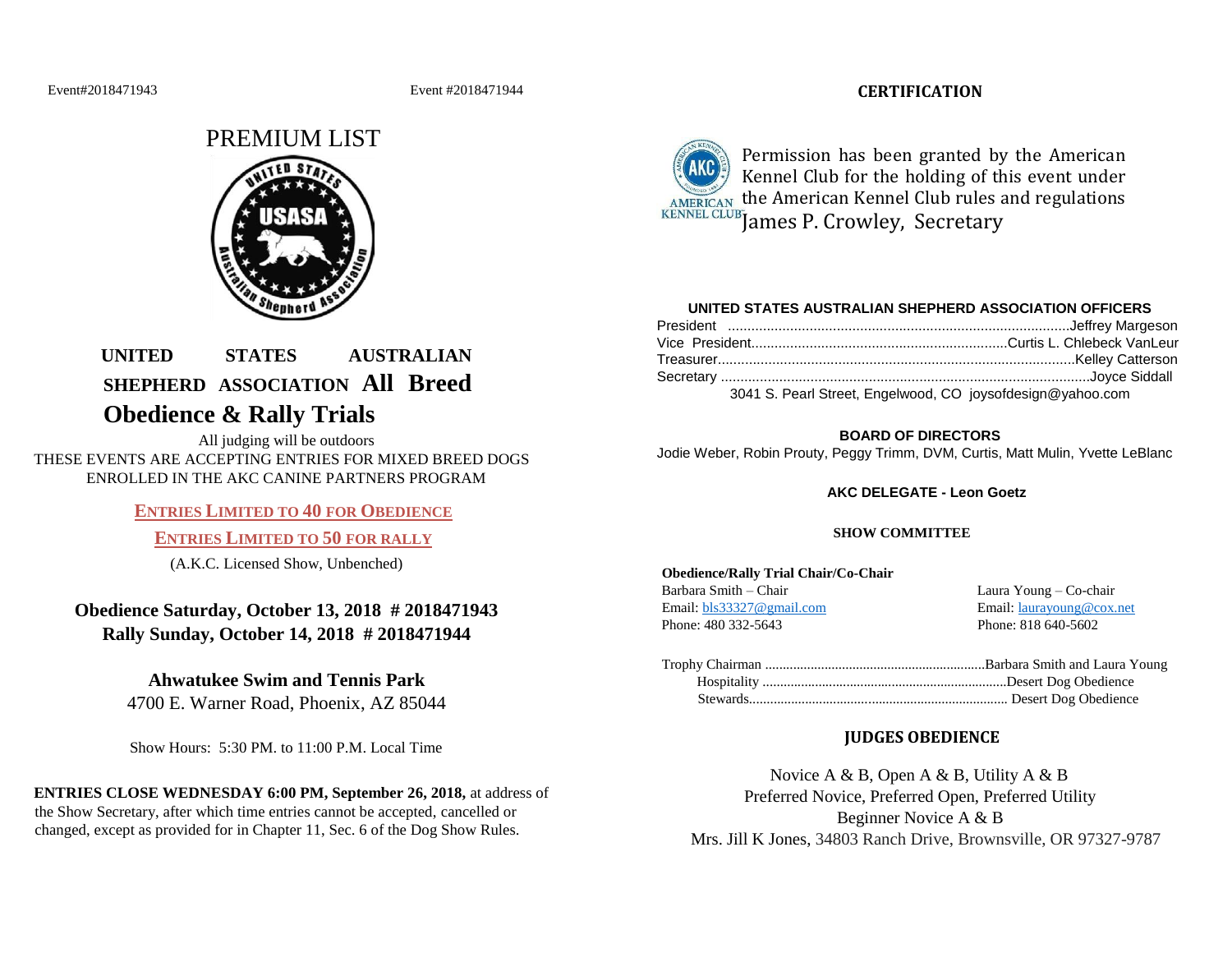Event#2018471943 Event #2018471944

# PREMIUM LIST

## UNITED STATES AUSTRALIAN SHEPHERD ASSOCIATION All Breed Obedience & Rally Trials

All judging will be outdoors

THESE EVENTS ARE ACCEPTING ENTRIES FOR MIXED BREED DOGS ENROLLED IN THE AKC CANINE PARTNERS PROGRAM

**ENTRIES LIMITED TO 40 FOR OBEDIENCE**

**ENTRIES LIMITED TO 50 FOR RALLY**

(A.K.C. Licensed Show, Unbenched)

**Obedience Saturday, October 13, 2018 # 2018471943**
**Rally Sunday, October 14, 2018 # 2018471944**

**Ahwatukee Swim and Tennis Park**
4700 E. Warner Road, Phoenix, AZ 85044

Show Hours: 5:30 PM. to 11:00 P.M. Local Time

**ENTRIES CLOSE WEDNESDAY 6:00 PM, September 26, 2018,** at address of the Show Secretary, after which time entries cannot be accepted, cancelled or changed, except as provided for in Chapter 11, Sec. 6 of the Dog Show Rules.

## CERTIFICATION

Permission has been granted by the American Kennel Club for the holding of this event under the American Kennel Club rules and regulations
James P. Crowley, Secretary

### UNITED STATES AUSTRALIAN SHEPHERD ASSOCIATION OFFICERS

President ........................................................................Jeffrey Margeson
Vice President.................................................................Curtis L. Chlebeck VanLeur
Treasurer...........................................................................Kelley Catterson
Secretary .............................................................................Joyce Siddall
3041 S. Pearl Street, Engelwood, CO joysofdesign@yahoo.com

### BOARD OF DIRECTORS

Jodie Weber, Robin Prouty, Peggy Trimm, DVM, Curtis, Matt Mulin, Yvette LeBlanc

### AKC DELEGATE - Leon Goetz

### SHOW COMMITTEE

**Obedience/Rally Trial Chair/Co-Chair**

Barbara Smith – Chair
Email: bls33327@gmail.com
Phone: 480 332-5643

Laura Young – Co-chair
Email: laurayoung@cox.net
Phone: 818 640-5602

Trophy Chairman ..............................................................Barbara Smith and Laura Young
Hospitality .....................................................................Desert Dog Obedience
Stewards......................................................................... Desert Dog Obedience

### JUDGES OBEDIENCE

Novice A & B, Open A & B, Utility A & B
Preferred Novice, Preferred Open, Preferred Utility
Beginner Novice A & B
Mrs. Jill K Jones, 34803 Ranch Drive, Brownsville, OR 97327-9787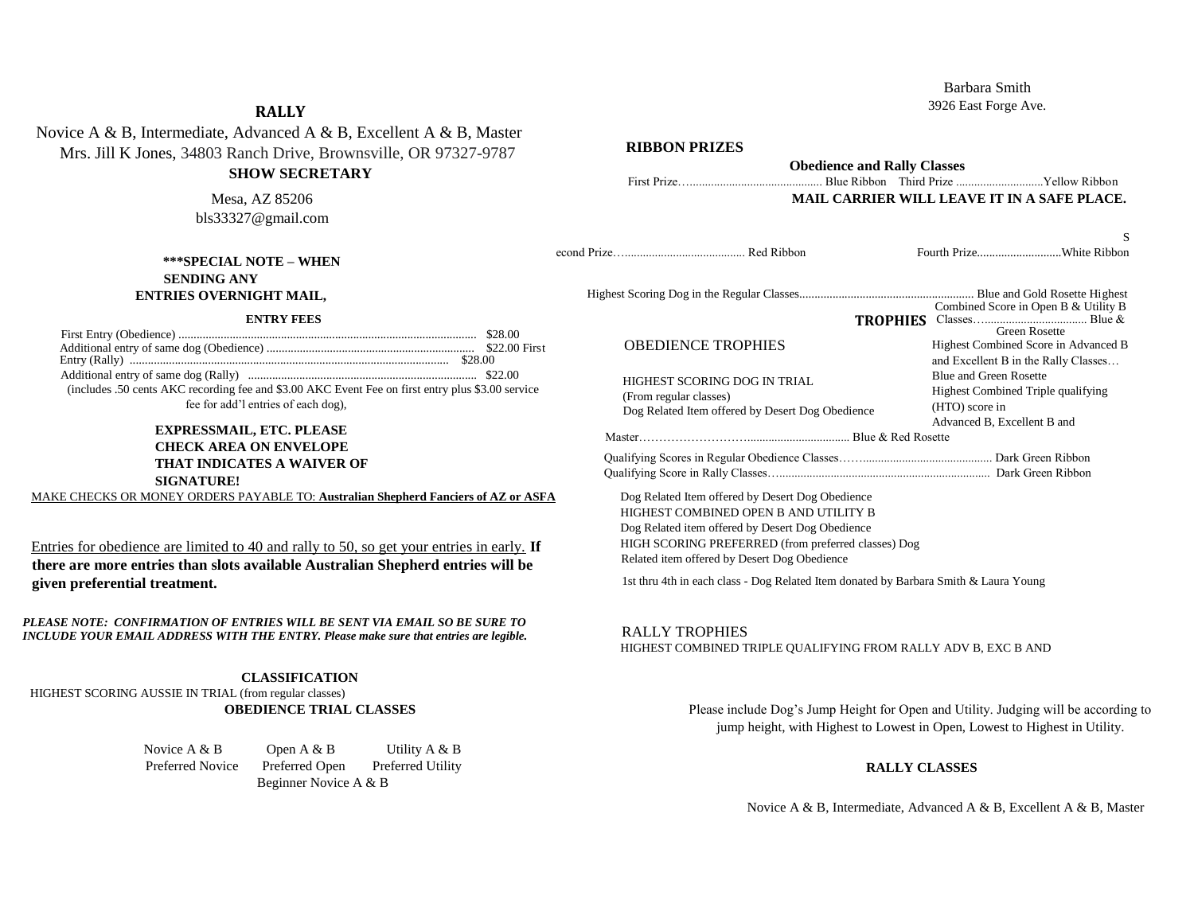## RALLY

Novice A & B, Intermediate, Advanced A & B, Excellent A & B, Master

Mrs. Jill K Jones, 34803 Ranch Drive, Brownsville, OR 97327-9787

**SHOW SECRETARY**

Barbara Smith

3926 East Forge Ave.

Mesa, AZ 85206

bls33327@gmail.com

**\*\*\*SPECIAL NOTE – WHEN SENDING ANY ENTRIES OVERNIGHT MAIL, EXPRESSMAIL, ETC. PLEASE CHECK AREA ON ENVELOPE THAT INDICATES A WAIVER OF SIGNATURE! MAIL CARRIER WILL LEAVE IT IN A SAFE PLACE.**

**ENTRY FEES**

First Entry (Obedience) .................................................................................................. $28.00

Additional entry of same dog (Obedience) .................................................................... $22.00

First Entry (Rally) ......................................................................................................... $28.00

Additional entry of same dog (Rally) ........................................................................... $22.00

(includes .50 cents AKC recording fee and $3.00 AKC Event Fee on first entry plus $3.00 service fee for add'l entries of each dog),

MAKE CHECKS OR MONEY ORDERS PAYABLE TO: **Australian Shepherd Fanciers of AZ or ASFA**

Entries for obedience are limited to 40 and rally to 50, so get your entries in early. **If there are more entries than slots available Australian Shepherd entries will be given preferential treatment.**

***PLEASE NOTE: CONFIRMATION OF ENTRIES WILL BE SENT VIA EMAIL SO BE SURE TO INCLUDE YOUR EMAIL ADDRESS WITH THE ENTRY. Please make sure that entries are legible.***

**CLASSIFICATION**

HIGHEST SCORING AUSSIE IN TRIAL (from regular classes)

**OBEDIENCE TRIAL CLASSES**

Novice A & B — Open A & B — Utility A & B

Preferred Novice — Preferred Open — Preferred Utility

Beginner Novice A & B

Please include Dog's Jump Height for Open and Utility. Judging will be according to jump height, with Highest to Lowest in Open, Lowest to Highest in Utility.

**RALLY CLASSES**

Novice A & B, Intermediate, Advanced A & B, Excellent A & B, Master

## RIBBON PRIZES

**Obedience and Rally Classes**

First Prize.............................................. Blue Ribbon

Second Prize........................................... Red Ribbon

Third Prize ............................Yellow Ribbon

Fourth Prize...........................White Ribbon

Highest Scoring Dog in the Regular Classes.......................................................... Blue and Gold Rosette

Highest Combined Score in Open B & Utility B Classes..................................... Blue & Green Rosette

Highest Combined Score in Advanced B and Excellent B in the Rally Classes… Blue and Green Rosette

Highest Combined Triple qualifying (HTQ) score in Advanced B, Excellent B and Master………………………................................... Blue & Red Rosette

Qualifying Scores in Regular Obedience Classes……......................................... Dark Green Ribbon

Qualifying Score in Rally Classes…..................................................................... Dark Green Ribbon

**TROPHIES**

OBEDIENCE TROPHIES

HIGHEST SCORING DOG IN TRIAL (From regular classes)
Dog Related Item offered by Desert Dog Obedience

Dog Related Item offered by Desert Dog Obedience

HIGHEST COMBINED OPEN B AND UTILITY B
Dog Related item offered by Desert Dog Obedience

HIGH SCORING PREFERRED (from preferred classes) Dog Related item offered by Desert Dog Obedience

1st thru 4th in each class - Dog Related Item donated by Barbara Smith & Laura Young

RALLY TROPHIES

HIGHEST COMBINED TRIPLE QUALIFYING FROM RALLY ADV B, EXC B AND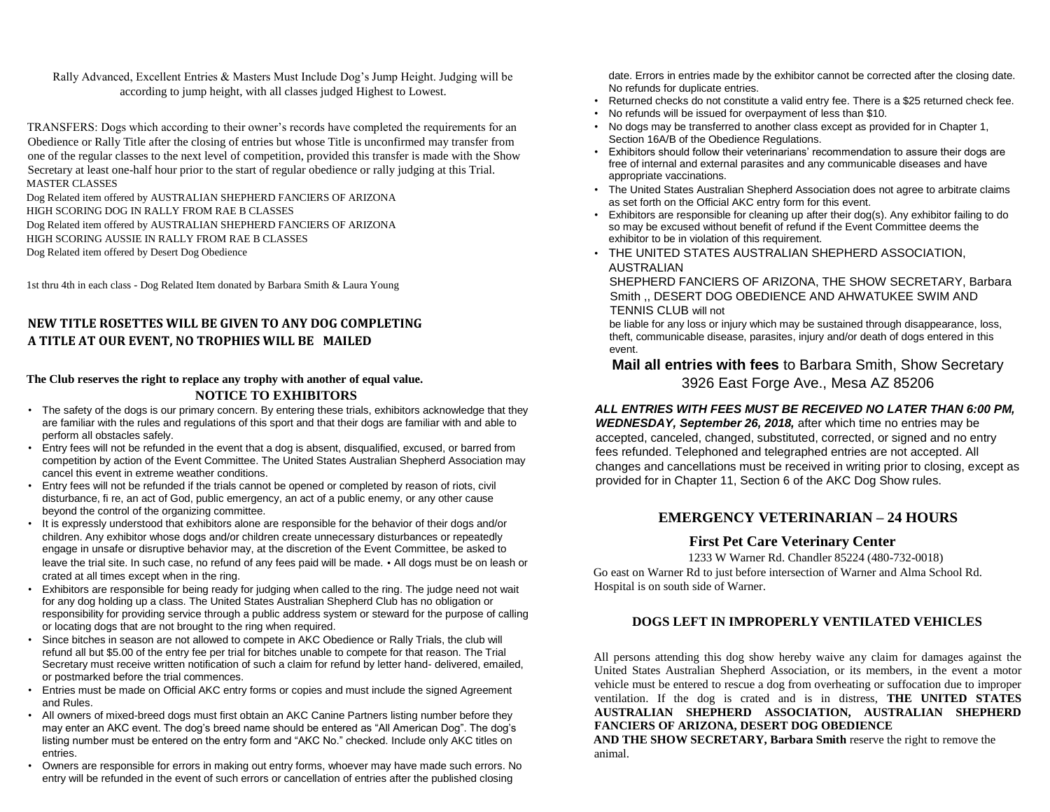Rally Advanced, Excellent Entries & Masters Must Include Dog's Jump Height. Judging will be according to jump height, with all classes judged Highest to Lowest.

TRANSFERS: Dogs which according to their owner's records have completed the requirements for an Obedience or Rally Title after the closing of entries but whose Title is unconfirmed may transfer from one of the regular classes to the next level of competition, provided this transfer is made with the Show Secretary at least one-half hour prior to the start of regular obedience or rally judging at this Trial.

MASTER CLASSES

Dog Related item offered by AUSTRALIAN SHEPHERD FANCIERS OF ARIZONA

HIGH SCORING DOG IN RALLY FROM RAE B CLASSES

Dog Related item offered by AUSTRALIAN SHEPHERD FANCIERS OF ARIZONA

HIGH SCORING AUSSIE IN RALLY FROM RAE B CLASSES

Dog Related item offered by Desert Dog Obedience

1st thru 4th in each class - Dog Related Item donated by Barbara Smith & Laura Young

**NEW TITLE ROSETTES WILL BE GIVEN TO ANY DOG COMPLETING A TITLE AT OUR EVENT, NO TROPHIES WILL BE MAILED**

**The Club reserves the right to replace any trophy with another of equal value.**

## NOTICE TO EXHIBITORS

- The safety of the dogs is our primary concern. By entering these trials, exhibitors acknowledge that they are familiar with the rules and regulations of this sport and that their dogs are familiar with and able to perform all obstacles safely.
- Entry fees will not be refunded in the event that a dog is absent, disqualified, excused, or barred from competition by action of the Event Committee. The United States Australian Shepherd Association may cancel this event in extreme weather conditions.
- Entry fees will not be refunded if the trials cannot be opened or completed by reason of riots, civil disturbance, fi re, an act of God, public emergency, an act of a public enemy, or any other cause beyond the control of the organizing committee.
- It is expressly understood that exhibitors alone are responsible for the behavior of their dogs and/or children. Any exhibitor whose dogs and/or children create unnecessary disturbances or repeatedly engage in unsafe or disruptive behavior may, at the discretion of the Event Committee, be asked to leave the trial site. In such case, no refund of any fees paid will be made. • All dogs must be on leash or crated at all times except when in the ring.
- Exhibitors are responsible for being ready for judging when called to the ring. The judge need not wait for any dog holding up a class. The United States Australian Shepherd Club has no obligation or responsibility for providing service through a public address system or steward for the purpose of calling or locating dogs that are not brought to the ring when required.
- Since bitches in season are not allowed to compete in AKC Obedience or Rally Trials, the club will refund all but $5.00 of the entry fee per trial for bitches unable to compete for that reason. The Trial Secretary must receive written notification of such a claim for refund by letter hand- delivered, emailed, or postmarked before the trial commences.
- Entries must be made on Official AKC entry forms or copies and must include the signed Agreement and Rules.
- All owners of mixed-breed dogs must first obtain an AKC Canine Partners listing number before they may enter an AKC event. The dog's breed name should be entered as "All American Dog". The dog's listing number must be entered on the entry form and "AKC No." checked. Include only AKC titles on entries.
- Owners are responsible for errors in making out entry forms, whoever may have made such errors. No entry will be refunded in the event of such errors or cancellation of entries after the published closing date. Errors in entries made by the exhibitor cannot be corrected after the closing date. No refunds for duplicate entries.
- Returned checks do not constitute a valid entry fee. There is a $25 returned check fee.
- No refunds will be issued for overpayment of less than $10.
- No dogs may be transferred to another class except as provided for in Chapter 1, Section 16A/B of the Obedience Regulations.
- Exhibitors should follow their veterinarians' recommendation to assure their dogs are free of internal and external parasites and any communicable diseases and have appropriate vaccinations.
- The United States Australian Shepherd Association does not agree to arbitrate claims as set forth on the Official AKC entry form for this event.
- Exhibitors are responsible for cleaning up after their dog(s). Any exhibitor failing to do so may be excused without benefit of refund if the Event Committee deems the exhibitor to be in violation of this requirement.
- THE UNITED STATES AUSTRALIAN SHEPHERD ASSOCIATION, AUSTRALIAN SHEPHERD FANCIERS OF ARIZONA, THE SHOW SECRETARY, Barbara Smith ,, DESERT DOG OBEDIENCE AND AHWATUKEE SWIM AND TENNIS CLUB will not be liable for any loss or injury which may be sustained through disappearance, loss, theft, communicable disease, parasites, injury and/or death of dogs entered in this event.

**Mail all entries with fees** to Barbara Smith, Show Secretary
3926 East Forge Ave., Mesa AZ 85206

***ALL ENTRIES WITH FEES MUST BE RECEIVED NO LATER THAN 6:00 PM, WEDNESDAY, September 26, 2018,*** after which time no entries may be accepted, canceled, changed, substituted, corrected, or signed and no entry fees refunded. Telephoned and telegraphed entries are not accepted. All changes and cancellations must be received in writing prior to closing, except as provided for in Chapter 11, Section 6 of the AKC Dog Show rules.

## EMERGENCY VETERINARIAN – 24 HOURS

### First Pet Care Veterinary Center

1233 W Warner Rd. Chandler 85224 (480-732-0018)

Go east on Warner Rd to just before intersection of Warner and Alma School Rd. Hospital is on south side of Warner.

### DOGS LEFT IN IMPROPERLY VENTILATED VEHICLES

All persons attending this dog show hereby waive any claim for damages against the United States Australian Shepherd Association, or its members, in the event a motor vehicle must be entered to rescue a dog from overheating or suffocation due to improper ventilation. If the dog is crated and is in distress, **THE UNITED STATES AUSTRALIAN SHEPHERD ASSOCIATION, AUSTRALIAN SHEPHERD FANCIERS OF ARIZONA, DESERT DOG OBEDIENCE AND THE SHOW SECRETARY, Barbara Smith** reserve the right to remove the animal.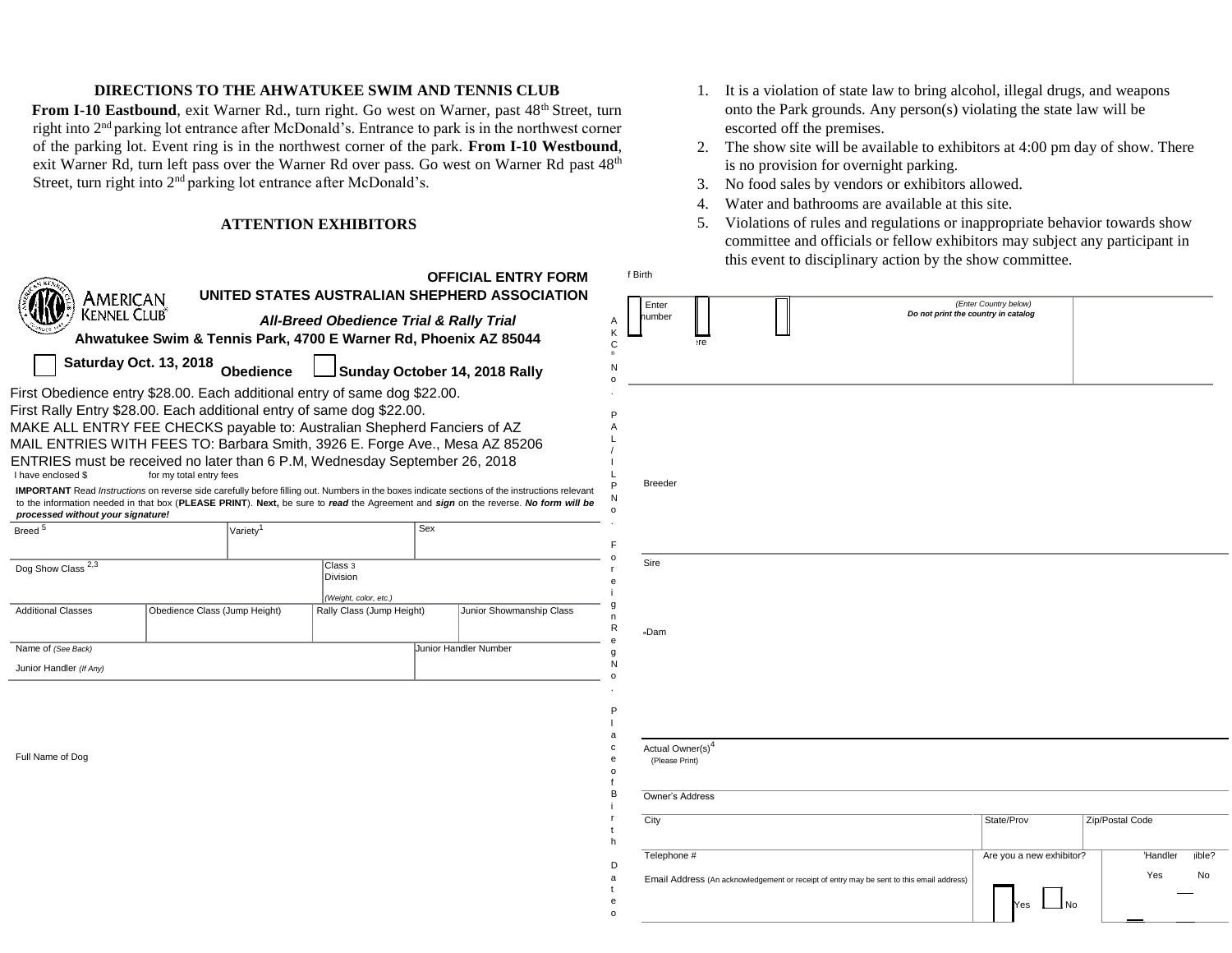## DIRECTIONS TO THE AHWATUKEE SWIM AND TENNIS CLUB

**From I-10 Eastbound**, exit Warner Rd., turn right. Go west on Warner, past 48th Street, turn right into 2nd parking lot entrance after McDonald's. Entrance to park is in the northwest corner of the parking lot. Event ring is in the northwest corner of the park. **From I-10 Westbound**, exit Warner Rd, turn left pass over the Warner Rd over pass. Go west on Warner Rd past 48th Street, turn right into 2nd parking lot entrance after McDonald's.

## ATTENTION EXHIBITORS

1. It is a violation of state law to bring alcohol, illegal drugs, and weapons onto the Park grounds. Any person(s) violating the state law will be escorted off the premises.
2. The show site will be available to exhibitors at 4:00 pm day of show. There is no provision for overnight parking.
3. No food sales by vendors or exhibitors allowed.
4. Water and bathrooms are available at this site.
5. Violations of rules and regulations or inappropriate behavior towards show committee and officials or fellow exhibitors may subject any participant in this event to disciplinary action by the show committee.

AMERICAN KENNEL CLUB

**OFFICIAL ENTRY FORM**
**UNITED STATES AUSTRALIAN SHEPHERD ASSOCIATION**
***All-Breed Obedience Trial & Rally Trial***
**Ahwatukee Swim & Tennis Park, 4700 E Warner Rd, Phoenix AZ 85044**

☐ **Saturday Oct. 13, 2018 Obedience** ☐ **Sunday October 14, 2018 Rally**

First Obedience entry $28.00. Each additional entry of same dog $22.00.
First Rally Entry $28.00. Each additional entry of same dog $22.00.
MAKE ALL ENTRY FEE CHECKS payable to: Australian Shepherd Fanciers of AZ
MAIL ENTRIES WITH FEES TO: Barbara Smith, 3926 E. Forge Ave., Mesa AZ 85206
ENTRIES must be received no later than 6 P.M, Wednesday September 26, 2018

I have enclosed $ ______ for my total entry fees

**IMPORTANT** Read *Instructions* on reverse side carefully before filling out. Numbers in the boxes indicate sections of the instructions relevant to the information needed in that box (**PLEASE PRINT**). **Next,** be sure to ***read*** the Agreement and **sign** on the reverse. ***No form will be processed without your signature!***

| Breed [5] | Variety[1] | Sex | |
|---|---|---|---|
| Dog Show Class [2,3] | | Class [3] Division *(Weight, color, etc.)* | |
| Additional Classes | Obedience Class (Jump Height) | Rally Class (Jump Height) | Junior Showmanship Class |
| Name of *(See Back)* Junior Handler *(If Any)* | | | Junior Handler Number |

Full Name of Dog

| AKC® No. / PAL/ILP No. / Foreign Reg No. | Enter number | *(Enter Country below)* **Do not print the country in catalog** |
|---|---|---|
| Place of Birth | | |
| Date of Birth | | |

Breeder

Sire

Dam

Actual Owner(s)[4] (Please Print)

Owner's Address

| City | State/Prov | Zip/Postal Code |
|---|---|---|
| Telephone # | Are you a new exhibitor? | Handler eligible? |
| Email Address (An acknowledgement or receipt of entry may be sent to this email address) | ☐ Yes ☐ No | Yes ___ No ___ |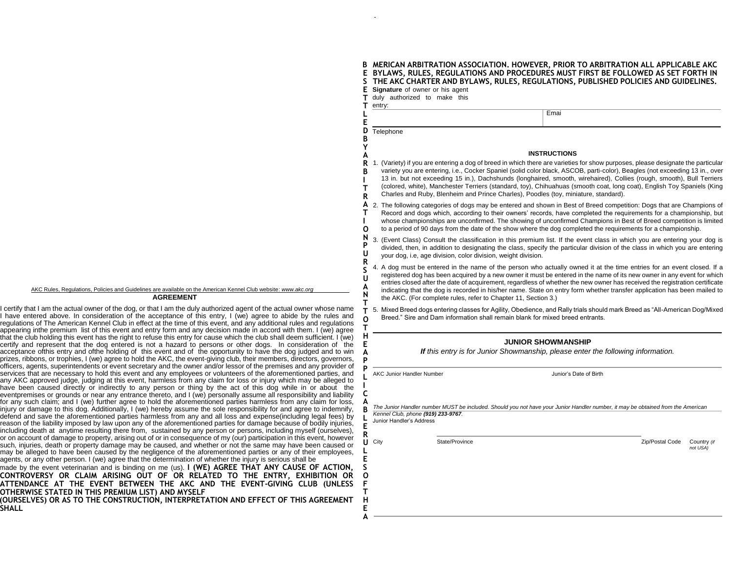AKC Rules, Regulations, Policies and Guidelines are available on the American Kennel Club website: *www.akc.org*

## AGREEMENT

I certify that I am the actual owner of the dog, or that I am the duly authorized agent of the actual owner whose name I have entered above. In consideration of the acceptance of this entry, I (we) agree to abide by the rules and regulations of The American Kennel Club in effect at the time of this event, and any additional rules and regulations appearing inthe premium list of this event and entry form and any decision made in accord with them. I (we) agree that the club holding this event has the right to refuse this entry for cause which the club shall deem sufficient. I (we) certify and represent that the dog entered is not a hazard to persons or other dogs. In consideration of the acceptance ofthis entry and ofthe holding of this event and of the opportunity to have the dog judged and to win prizes, ribbons, or trophies, I (we) agree to hold the AKC, the event-giving club, their members, directors, governors, officers, agents, superintendents or event secretary and the owner and/or lessor of the premises and any provider of services that are necessary to hold this event and any employees or volunteers of the aforementioned parties, and any AKC approved judge, judging at this event, harmless from any claim for loss or injury which may be alleged to have been caused directly or indirectly to any person or thing by the act of this dog while in or about the eventpremises or grounds or near any entrance thereto, and I (we) personally assume all responsibility and liability for any such claim; and I (we) further agree to hold the aforementioned parties harmless from any claim for loss, injury or damage to this dog. Additionally, I (we) hereby assume the sole responsibility for and agree to indemnify, defend and save the aforementioned parties harmless from any and all loss and expense(including legal fees) by reason of the liability imposed by law upon any of the aforementioned parties for damage because of bodily injuries, including death at anytime resulting there from, sustained by any person or persons, including myself (ourselves), or on account of damage to property, arising out of or in consequence of my (our) participation in this event, however such, injuries, death or property damage may be caused, and whether or not the same may have been caused or may be alleged to have been caused by the negligence of the aforementioned parties or any of their employees, agents, or any other person. I (we) agree that the determination of whether the injury is serious shall be made by the event veterinarian and is binding on me (us). **I (WE) AGREE THAT ANY CAUSE OF ACTION, CONTROVERSY OR CLAIM ARISING OUT OF OR RELATED TO THE ENTRY, EXHIBITION OR ATTENDANCE AT THE EVENT BETWEEN THE AKC AND THE EVENT-GIVING CLUB (UNLESS OTHERWISE STATED IN THIS PREMIUM LIST) AND MYSELF (OURSELVES) OR AS TO THE CONSTRUCTION, INTERPRETATION AND EFFECT OF THIS AGREEMENT SHALL BE SETTLED BY ARBITRATION PURSUANT TO THE APPLICABLE RULES OF THE AMERICAN ARBITRATION ASSOCIATION. HOWEVER, PRIOR TO ARBITRATION ALL APPLICABLE AKC BYLAWS, RULES, REGULATIONS AND PROCEDURES MUST FIRST BE FOLLOWED AS SET FORTH IN THE AKC CHARTER AND BYLAWS, RULES, REGULATIONS, PUBLISHED POLICIES AND GUIDELINES.**

**Signature** of owner or his agent duly authorized to make this entry:

Emai

Telephone

### INSTRUCTIONS

1. (Variety) if you are entering a dog of breed in which there are varieties for show purposes, please designate the particular variety you are entering, i.e., Cocker Spaniel (solid color black, ASCOB, parti-color), Beagles (not exceeding 13 in., over 13 in. but not exceeding 15 in.), Dachshunds (longhaired, smooth, wirehaired), Collies (rough, smooth), Bull Terriers (colored, white), Manchester Terriers (standard, toy), Chihuahuas (smooth coat, long coat), English Toy Spaniels (King Charles and Ruby, Blenheim and Prince Charles), Poodles (toy, miniature, standard).
2. The following categories of dogs may be entered and shown in Best of Breed competition: Dogs that are Champions of Record and dogs which, according to their owners' records, have completed the requirements for a championship, but whose championships are unconfirmed. The showing of unconfirmed Champions in Best of Breed competition is limited to a period of 90 days from the date of the show where the dog completed the requirements for a championship.
3. (Event Class) Consult the classification in this premium list. If the event class in which you are entering your dog is divided, then, in addition to designating the class, specify the particular division of the class in which you are entering your dog, i.e, age division, color division, weight division.
4. A dog must be entered in the name of the person who actually owned it at the time entries for an event closed. If a registered dog has been acquired by a new owner it must be entered in the name of its new owner in any event for which entries closed after the date of acquirement, regardless of whether the new owner has received the registration certificate indicating that the dog is recorded in his/her name. State on entry form whether transfer application has been mailed to the AKC. (For complete rules, refer to Chapter 11, Section 3.)
5. Mixed Breed dogs entering classes for Agility, Obedience, and Rally trials should mark Breed as "All-American Dog/Mixed Breed." Sire and Dam information shall remain blank for mixed breed entrants.

### JUNIOR SHOWMANSHIP

***If** this entry is for Junior Showmanship, please enter the following information.*

AKC Junior Handler Number

Junior's Date of Birth

*The Junior Handler number MUST be included. Should you not have your Junior Handler number, it may be obtained from the American Kennel Club, phone **(919) 233-9767**.*

Junior Handler's Address

City

State/Province

Zip/Postal Code

Country *(if not USA)*